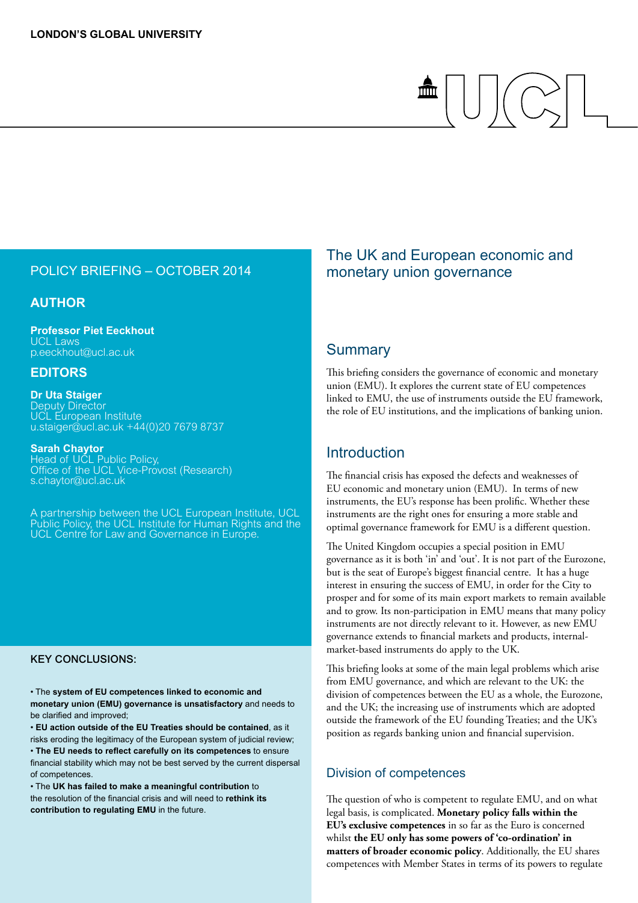LONDON'S GLOBAL UNIVERSITY

UCL

POLICY BRIEFING – OCTOBER 2014

## AUTHOR

**Professor Piet Eeckhout**
UCL Laws
p.eeckhout@ucl.ac.uk

## EDITORS

**Dr Uta Staiger**
Deputy Director
UCL European Institute
u.staiger@ucl.ac.uk +44(0)20 7679 8737

**Sarah Chaytor**
Head of UCL Public Policy,
Office of the UCL Vice-Provost (Research)
s.chaytor@ucl.ac.uk

A partnership between the UCL European Institute, UCL Public Policy, the UCL Institute for Human Rights and the UCL Centre for Law and Governance in Europe.

### KEY CONCLUSIONS:

- The **system of EU competences linked to economic and monetary union (EMU) governance is unsatisfactory** and needs to be clarified and improved;
- **EU action outside of the EU Treaties should be contained**, as it risks eroding the legitimacy of the European system of judicial review;
- **The EU needs to reflect carefully on its competences** to ensure financial stability which may not be best served by the current dispersal of competences.
- The **UK has failed to make a meaningful contribution** to the resolution of the financial crisis and will need to **rethink its contribution to regulating EMU** in the future.

# The UK and European economic and monetary union governance

## Summary

This briefing considers the governance of economic and monetary union (EMU). It explores the current state of EU competences linked to EMU, the use of instruments outside the EU framework, the role of EU institutions, and the implications of banking union.

## Introduction

The financial crisis has exposed the defects and weaknesses of EU economic and monetary union (EMU). In terms of new instruments, the EU's response has been prolific. Whether these instruments are the right ones for ensuring a more stable and optimal governance framework for EMU is a different question.

The United Kingdom occupies a special position in EMU governance as it is both 'in' and 'out'. It is not part of the Eurozone, but is the seat of Europe's biggest financial centre. It has a huge interest in ensuring the success of EMU, in order for the City to prosper and for some of its main export markets to remain available and to grow. Its non-participation in EMU means that many policy instruments are not directly relevant to it. However, as new EMU governance extends to financial markets and products, internal-market-based instruments do apply to the UK.

This briefing looks at some of the main legal problems which arise from EMU governance, and which are relevant to the UK: the division of competences between the EU as a whole, the Eurozone, and the UK; the increasing use of instruments which are adopted outside the framework of the EU founding Treaties; and the UK's position as regards banking union and financial supervision.

### Division of competences

The question of who is competent to regulate EMU, and on what legal basis, is complicated. **Monetary policy falls within the EU's exclusive competences** in so far as the Euro is concerned whilst **the EU only has some powers of 'co-ordination' in matters of broader economic policy**. Additionally, the EU shares competences with Member States in terms of its powers to regulate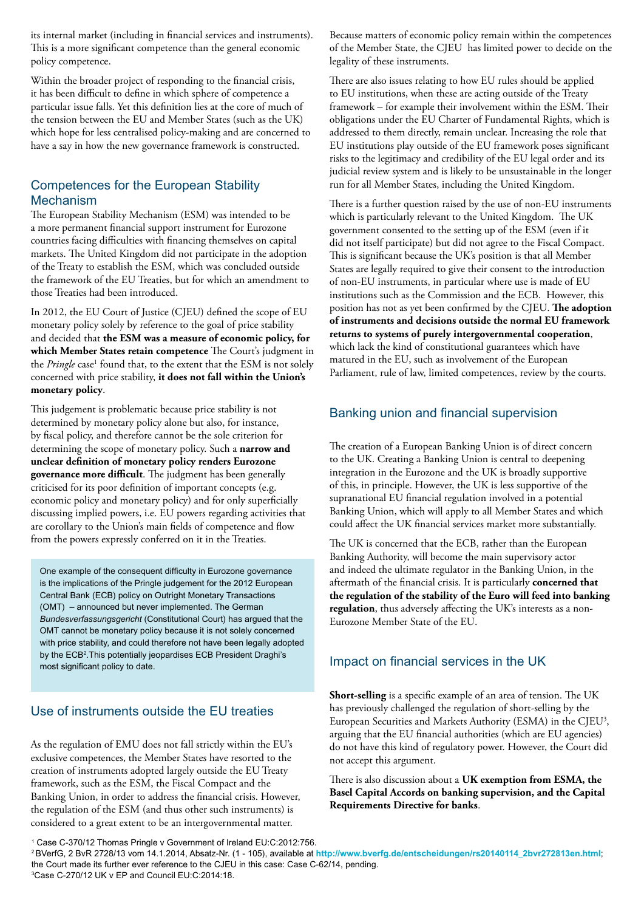its internal market (including in financial services and instruments). This is a more significant competence than the general economic policy competence.

Within the broader project of responding to the financial crisis, it has been difficult to define in which sphere of competence a particular issue falls. Yet this definition lies at the core of much of the tension between the EU and Member States (such as the UK) which hope for less centralised policy-making and are concerned to have a say in how the new governance framework is constructed.

## Competences for the European Stability Mechanism

The European Stability Mechanism (ESM) was intended to be a more permanent financial support instrument for Eurozone countries facing difficulties with financing themselves on capital markets. The United Kingdom did not participate in the adoption of the Treaty to establish the ESM, which was concluded outside the framework of the EU Treaties, but for which an amendment to those Treaties had been introduced.

In 2012, the EU Court of Justice (CJEU) defined the scope of EU monetary policy solely by reference to the goal of price stability and decided that **the ESM was a measure of economic policy, for which Member States retain competence** The Court's judgment in the *Pringle* case[1] found that, to the extent that the ESM is not solely concerned with price stability, **it does not fall within the Union's monetary policy**.

This judgement is problematic because price stability is not determined by monetary policy alone but also, for instance, by fiscal policy, and therefore cannot be the sole criterion for determining the scope of monetary policy. Such a **narrow and unclear definition of monetary policy renders Eurozone governance more difficult**. The judgment has been generally criticised for its poor definition of important concepts (e.g. economic policy and monetary policy) and for only superficially discussing implied powers, i.e. EU powers regarding activities that are corollary to the Union's main fields of competence and flow from the powers expressly conferred on it in the Treaties.

> One example of the consequent difficulty in Eurozone governance is the implications of the Pringle judgement for the 2012 European Central Bank (ECB) policy on Outright Monetary Transactions (OMT) – announced but never implemented. The German *Bundesverfassungsgericht* (Constitutional Court) has argued that the OMT cannot be monetary policy because it is not solely concerned with price stability, and could therefore not have been legally adopted by the ECB[2]. This potentially jeopardises ECB President Draghi's most significant policy to date.

## Use of instruments outside the EU treaties

As the regulation of EMU does not fall strictly within the EU's exclusive competences, the Member States have resorted to the creation of instruments adopted largely outside the EU Treaty framework, such as the ESM, the Fiscal Compact and the Banking Union, in order to address the financial crisis. However, the regulation of the ESM (and thus other such instruments) is considered to a great extent to be an intergovernmental matter. Because matters of economic policy remain within the competences of the Member State, the CJEU has limited power to decide on the legality of these instruments.

There are also issues relating to how EU rules should be applied to EU institutions, when these are acting outside of the Treaty framework – for example their involvement within the ESM. Their obligations under the EU Charter of Fundamental Rights, which is addressed to them directly, remain unclear. Increasing the role that EU institutions play outside of the EU framework poses significant risks to the legitimacy and credibility of the EU legal order and its judicial review system and is likely to be unsustainable in the longer run for all Member States, including the United Kingdom.

There is a further question raised by the use of non-EU instruments which is particularly relevant to the United Kingdom. The UK government consented to the setting up of the ESM (even if it did not itself participate) but did not agree to the Fiscal Compact. This is significant because the UK's position is that all Member States are legally required to give their consent to the introduction of non-EU instruments, in particular where use is made of EU institutions such as the Commission and the ECB. However, this position has not as yet been confirmed by the CJEU. **The adoption of instruments and decisions outside the normal EU framework returns to systems of purely intergovernmental cooperation**, which lack the kind of constitutional guarantees which have matured in the EU, such as involvement of the European Parliament, rule of law, limited competences, review by the courts.

## Banking union and financial supervision

The creation of a European Banking Union is of direct concern to the UK. Creating a Banking Union is central to deepening integration in the Eurozone and the UK is broadly supportive of this, in principle. However, the UK is less supportive of the supranational EU financial regulation involved in a potential Banking Union, which will apply to all Member States and which could affect the UK financial services market more substantially.

The UK is concerned that the ECB, rather than the European Banking Authority, will become the main supervisory actor and indeed the ultimate regulator in the Banking Union, in the aftermath of the financial crisis. It is particularly **concerned that the regulation of the stability of the Euro will feed into banking regulation**, thus adversely affecting the UK's interests as a non-Eurozone Member State of the EU.

## Impact on financial services in the UK

**Short-selling** is a specific example of an area of tension. The UK has previously challenged the regulation of short-selling by the European Securities and Markets Authority (ESMA) in the CJEU[3], arguing that the EU financial authorities (which are EU agencies) do not have this kind of regulatory power. However, the Court did not accept this argument.

There is also discussion about a **UK exemption from ESMA, the Basel Capital Accords on banking supervision, and the Capital Requirements Directive for banks**.

---

[1] Case C-370/12 Thomas Pringle v Government of Ireland EU:C:2012:756.

[2] BVerfG, 2 BvR 2728/13 vom 14.1.2014, Absatz-Nr. (1 - 105), available at http://www.bverfg.de/entscheidungen/rs20140114_2bvr272813en.html; the Court made its further ever reference to the CJEU in this case: Case C-62/14, pending.

[3] Case C-270/12 UK v EP and Council EU:C:2014:18.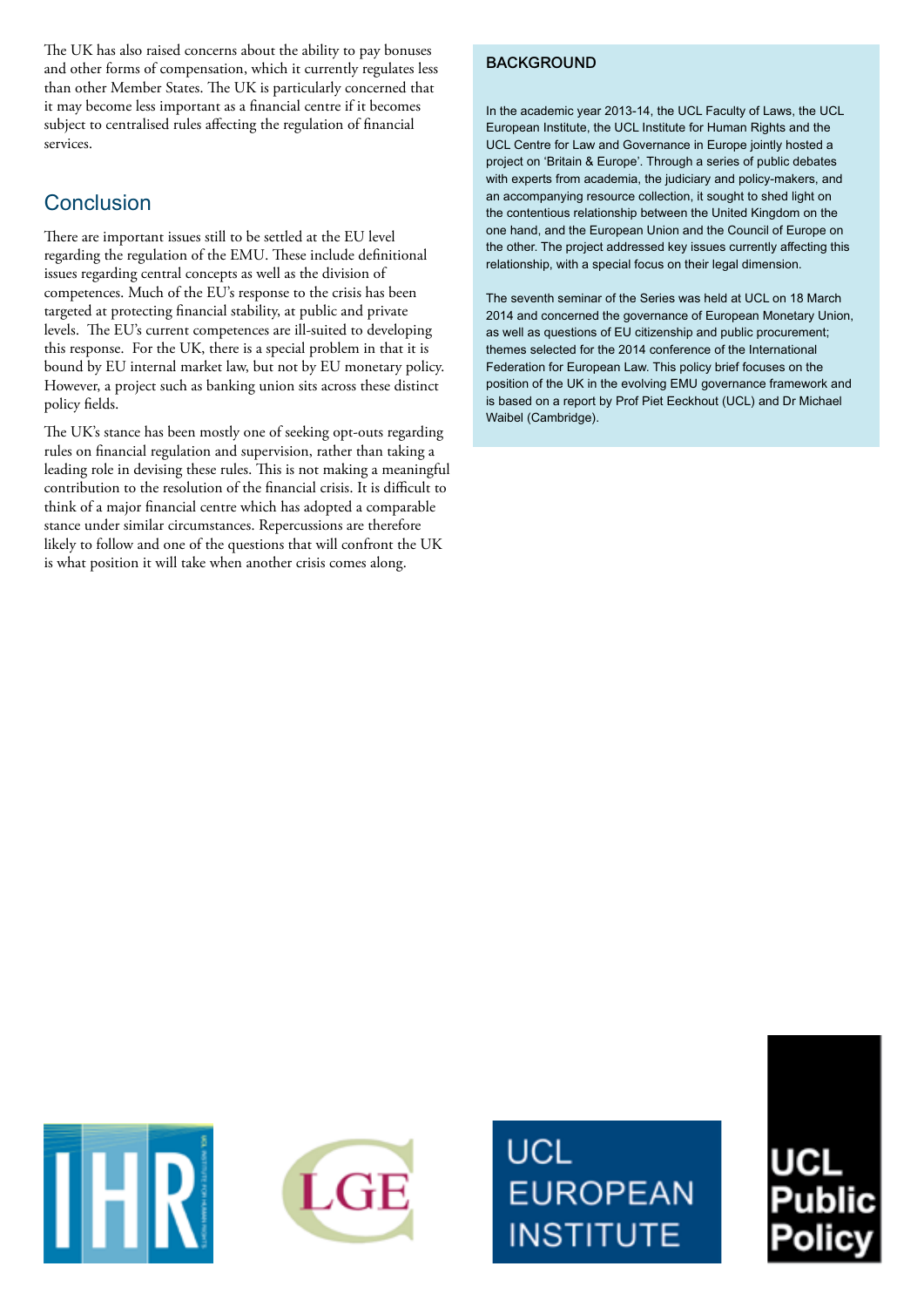The UK has also raised concerns about the ability to pay bonuses and other forms of compensation, which it currently regulates less than other Member States. The UK is particularly concerned that it may become less important as a financial centre if it becomes subject to centralised rules affecting the regulation of financial services.

## Conclusion

There are important issues still to be settled at the EU level regarding the regulation of the EMU. These include definitional issues regarding central concepts as well as the division of competences. Much of the EU's response to the crisis has been targeted at protecting financial stability, at public and private levels. The EU's current competences are ill-suited to developing this response. For the UK, there is a special problem in that it is bound by EU internal market law, but not by EU monetary policy. However, a project such as banking union sits across these distinct policy fields.

The UK's stance has been mostly one of seeking opt-outs regarding rules on financial regulation and supervision, rather than taking a leading role in devising these rules. This is not making a meaningful contribution to the resolution of the financial crisis. It is difficult to think of a major financial centre which has adopted a comparable stance under similar circumstances. Repercussions are therefore likely to follow and one of the questions that will confront the UK is what position it will take when another crisis comes along.

### BACKGROUND

In the academic year 2013-14, the UCL Faculty of Laws, the UCL European Institute, the UCL Institute for Human Rights and the UCL Centre for Law and Governance in Europe jointly hosted a project on 'Britain & Europe'. Through a series of public debates with experts from academia, the judiciary and policy-makers, and an accompanying resource collection, it sought to shed light on the contentious relationship between the United Kingdom on the one hand, and the European Union and the Council of Europe on the other. The project addressed key issues currently affecting this relationship, with a special focus on their legal dimension.

The seventh seminar of the Series was held at UCL on 18 March 2014 and concerned the governance of European Monetary Union, as well as questions of EU citizenship and public procurement; themes selected for the 2014 conference of the International Federation for European Law. This policy brief focuses on the position of the UK in the evolving EMU governance framework and is based on a report by Prof Piet Eeckhout (UCL) and Dr Michael Waibel (Cambridge).

IHR

LGE

UCL EUROPEAN INSTITUTE

UCL Public Policy